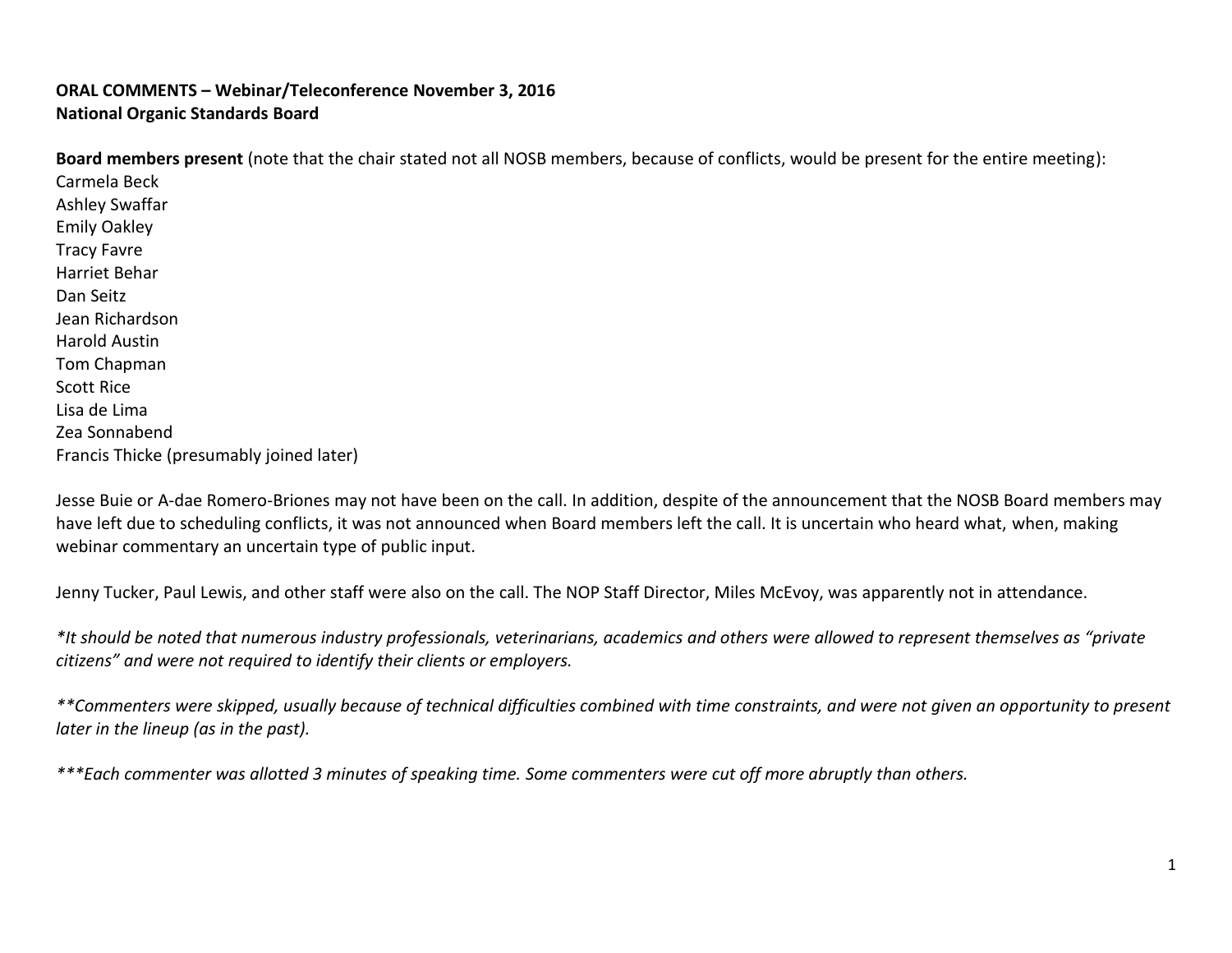**ORAL COMMENTS – Webinar/Teleconference November 3, 2016**
**National Organic Standards Board**

**Board members present** (note that the chair stated not all NOSB members, because of conflicts, would be present for the entire meeting):
Carmela Beck
Ashley Swaffar
Emily Oakley
Tracy Favre
Harriet Behar
Dan Seitz
Jean Richardson
Harold Austin
Tom Chapman
Scott Rice
Lisa de Lima
Zea Sonnabend
Francis Thicke (presumably joined later)

Jesse Buie or A-dae Romero-Briones may not have been on the call. In addition, despite of the announcement that the NOSB Board members may have left due to scheduling conflicts, it was not announced when Board members left the call. It is uncertain who heard what, when, making webinar commentary an uncertain type of public input.

Jenny Tucker, Paul Lewis, and other staff were also on the call. The NOP Staff Director, Miles McEvoy, was apparently not in attendance.

*\*It should be noted that numerous industry professionals, veterinarians, academics and others were allowed to represent themselves as "private citizens" and were not required to identify their clients or employers.*

*\*\*Commenters were skipped, usually because of technical difficulties combined with time constraints, and were not given an opportunity to present later in the lineup (as in the past).*

*\*\*\*Each commenter was allotted 3 minutes of speaking time. Some commenters were cut off more abruptly than others.*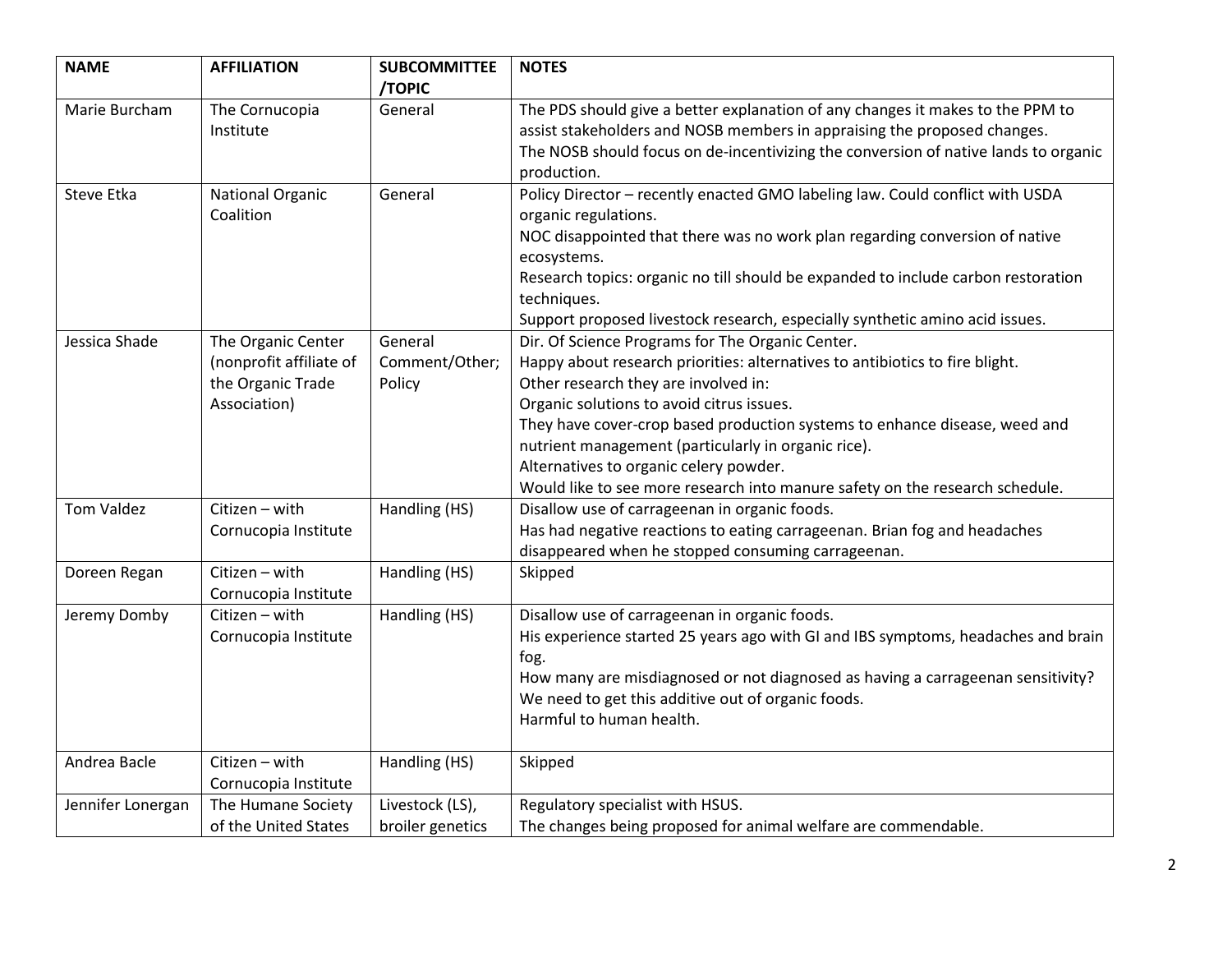| NAME | AFFILIATION | SUBCOMMITTEE /TOPIC | NOTES |
|---|---|---|---|
| Marie Burcham | The Cornucopia Institute | General | The PDS should give a better explanation of any changes it makes to the PPM to assist stakeholders and NOSB members in appraising the proposed changes.<br>The NOSB should focus on de-incentivizing the conversion of native lands to organic production. |
| Steve Etka | National Organic Coalition | General | Policy Director – recently enacted GMO labeling law. Could conflict with USDA organic regulations.<br>NOC disappointed that there was no work plan regarding conversion of native ecosystems.<br>Research topics: organic no till should be expanded to include carbon restoration techniques.<br>Support proposed livestock research, especially synthetic amino acid issues. |
| Jessica Shade | The Organic Center (nonprofit affiliate of the Organic Trade Association) | General Comment/Other; Policy | Dir. Of Science Programs for The Organic Center.<br>Happy about research priorities: alternatives to antibiotics to fire blight.<br>Other research they are involved in:<br>Organic solutions to avoid citrus issues.<br>They have cover-crop based production systems to enhance disease, weed and nutrient management (particularly in organic rice).<br>Alternatives to organic celery powder.<br>Would like to see more research into manure safety on the research schedule. |
| Tom Valdez | Citizen – with Cornucopia Institute | Handling (HS) | Disallow use of carrageenan in organic foods.<br>Has had negative reactions to eating carrageenan. Brian fog and headaches disappeared when he stopped consuming carrageenan. |
| Doreen Regan | Citizen – with Cornucopia Institute | Handling (HS) | Skipped |
| Jeremy Domby | Citizen – with Cornucopia Institute | Handling (HS) | Disallow use of carrageenan in organic foods.<br>His experience started 25 years ago with GI and IBS symptoms, headaches and brain fog.<br>How many are misdiagnosed or not diagnosed as having a carrageenan sensitivity?<br>We need to get this additive out of organic foods.<br>Harmful to human health. |
| Andrea Bacle | Citizen – with Cornucopia Institute | Handling (HS) | Skipped |
| Jennifer Lonergan | The Humane Society of the United States | Livestock (LS), broiler genetics | Regulatory specialist with HSUS.<br>The changes being proposed for animal welfare are commendable. |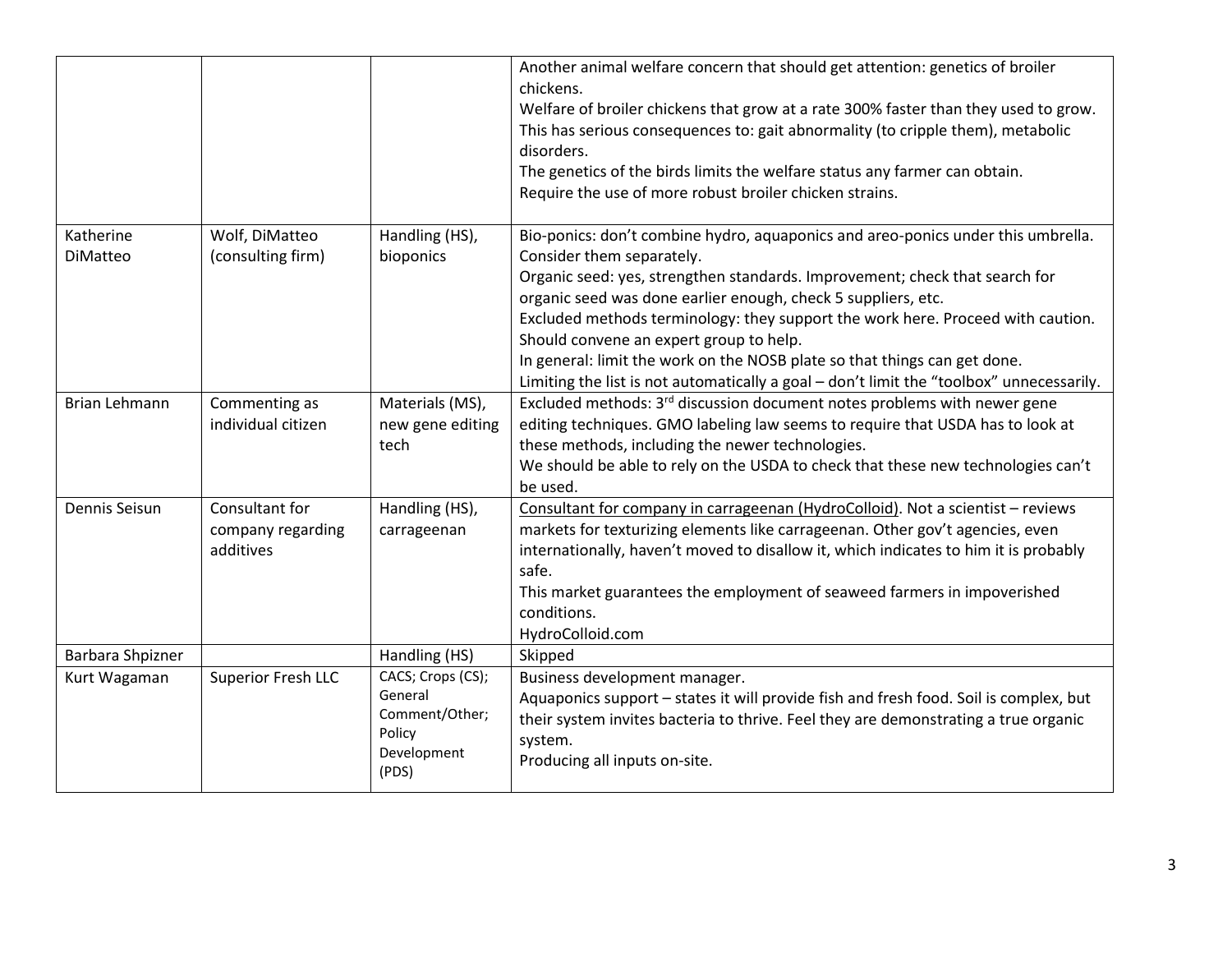| | | | |
|---|---|---|---|
| | | | Another animal welfare concern that should get attention: genetics of broiler chickens.<br>Welfare of broiler chickens that grow at a rate 300% faster than they used to grow.<br>This has serious consequences to: gait abnormality (to cripple them), metabolic disorders.<br>The genetics of the birds limits the welfare status any farmer can obtain.<br>Require the use of more robust broiler chicken strains. |
| Katherine DiMatteo | Wolf, DiMatteo (consulting firm) | Handling (HS), bioponics | Bio-ponics: don't combine hydro, aquaponics and areo-ponics under this umbrella. Consider them separately.<br>Organic seed: yes, strengthen standards. Improvement; check that search for organic seed was done earlier enough, check 5 suppliers, etc.<br>Excluded methods terminology: they support the work here. Proceed with caution. Should convene an expert group to help.<br>In general: limit the work on the NOSB plate so that things can get done.<br>Limiting the list is not automatically a goal – don't limit the "toolbox" unnecessarily. |
| Brian Lehmann | Commenting as individual citizen | Materials (MS), new gene editing tech | Excluded methods: 3rd discussion document notes problems with newer gene editing techniques. GMO labeling law seems to require that USDA has to look at these methods, including the newer technologies.<br>We should be able to rely on the USDA to check that these new technologies can't be used. |
| Dennis Seisun | Consultant for company regarding additives | Handling (HS), carrageenan | Consultant for company in carrageenan (HydroColloid). Not a scientist – reviews markets for texturizing elements like carrageenan. Other gov't agencies, even internationally, haven't moved to disallow it, which indicates to him it is probably safe.<br>This market guarantees the employment of seaweed farmers in impoverished conditions.<br>HydroColloid.com |
| Barbara Shpizner | | Handling (HS) | Skipped |
| Kurt Wagaman | Superior Fresh LLC | CACS; Crops (CS); General Comment/Other; Policy Development (PDS) | Business development manager.<br>Aquaponics support – states it will provide fish and fresh food. Soil is complex, but their system invites bacteria to thrive. Feel they are demonstrating a true organic system.<br>Producing all inputs on-site. |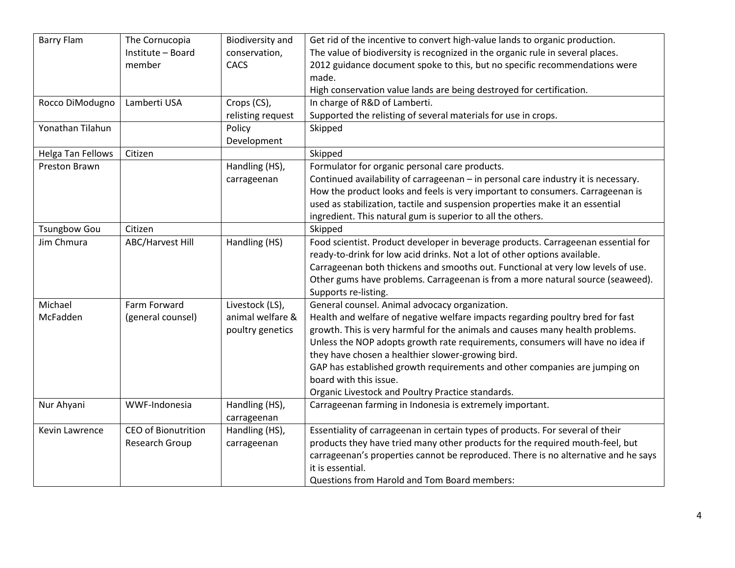| | | | |
|---|---|---|---|
| Barry Flam | The Cornucopia Institute – Board member | Biodiversity and conservation, CACS | Get rid of the incentive to convert high-value lands to organic production.<br>The value of biodiversity is recognized in the organic rule in several places.<br>2012 guidance document spoke to this, but no specific recommendations were made.<br>High conservation value lands are being destroyed for certification. |
| Rocco DiModugno | Lamberti USA | Crops (CS), relisting request | In charge of R&D of Lamberti.<br>Supported the relisting of several materials for use in crops. |
| Yonathan Tilahun | | Policy Development | Skipped |
| Helga Tan Fellows | Citizen | | Skipped |
| Preston Brawn | | Handling (HS), carrageenan | Formulator for organic personal care products.<br>Continued availability of carrageenan – in personal care industry it is necessary. How the product looks and feels is very important to consumers. Carrageenan is used as stabilization, tactile and suspension properties make it an essential ingredient. This natural gum is superior to all the others. |
| Tsungbow Gou | Citizen | | Skipped |
| Jim Chmura | ABC/Harvest Hill | Handling (HS) | Food scientist. Product developer in beverage products. Carrageenan essential for ready-to-drink for low acid drinks. Not a lot of other options available. Carrageenan both thickens and smooths out. Functional at very low levels of use. Other gums have problems. Carrageenan is from a more natural source (seaweed). Supports re-listing. |
| Michael McFadden | Farm Forward (general counsel) | Livestock (LS), animal welfare & poultry genetics | General counsel. Animal advocacy organization.<br>Health and welfare of negative welfare impacts regarding poultry bred for fast growth. This is very harmful for the animals and causes many health problems. Unless the NOP adopts growth rate requirements, consumers will have no idea if they have chosen a healthier slower-growing bird.<br>GAP has established growth requirements and other companies are jumping on board with this issue.<br>Organic Livestock and Poultry Practice standards. |
| Nur Ahyani | WWF-Indonesia | Handling (HS), carrageenan | Carrageenan farming in Indonesia is extremely important. |
| Kevin Lawrence | CEO of Bionutrition Research Group | Handling (HS), carrageenan | Essentiality of carrageenan in certain types of products. For several of their products they have tried many other products for the required mouth-feel, but carrageenan's properties cannot be reproduced. There is no alternative and he says it is essential.<br>Questions from Harold and Tom Board members: |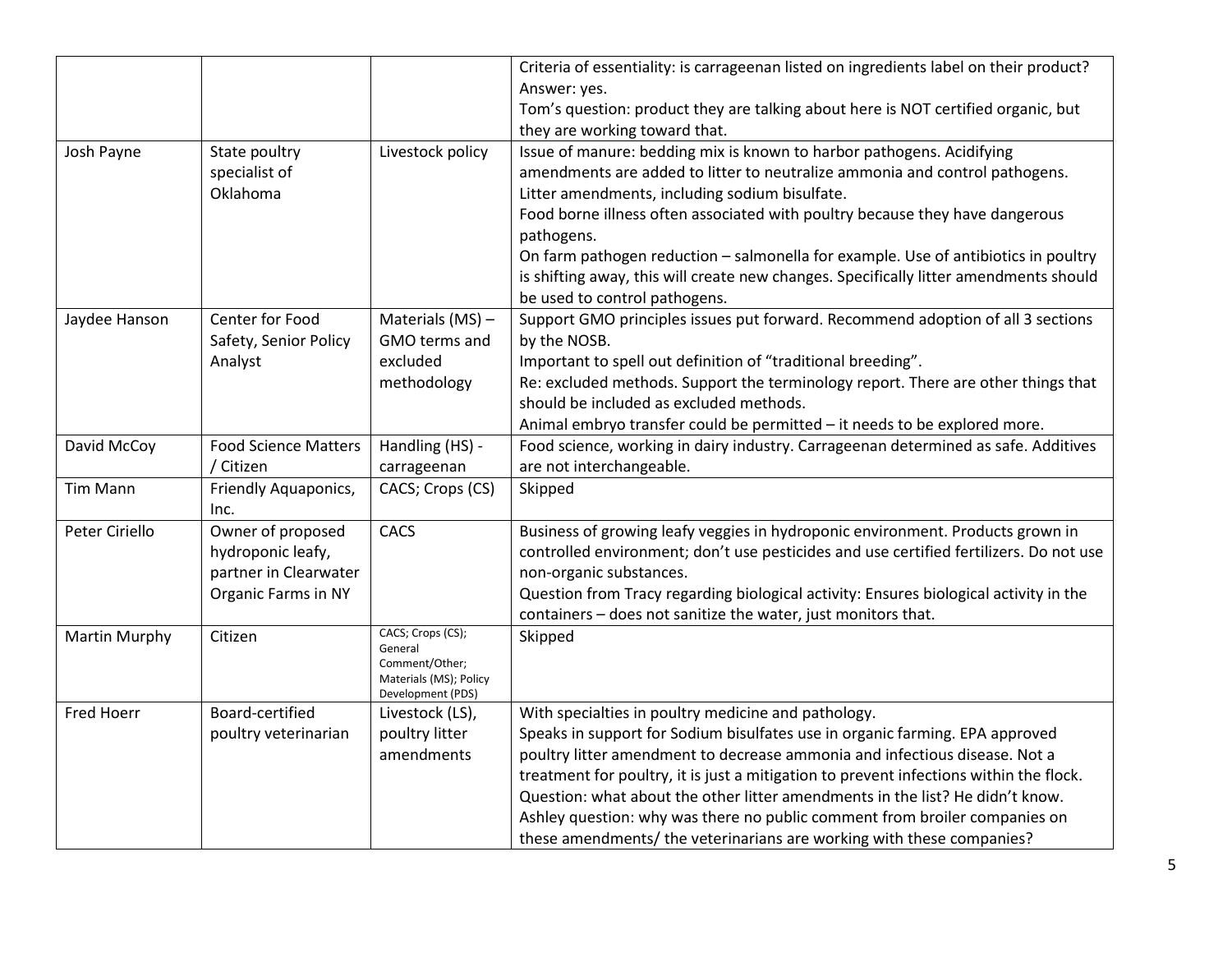| | | | |
|---|---|---|---|
| | | | Criteria of essentiality: is carrageenan listed on ingredients label on their product? Answer: yes.<br>Tom's question: product they are talking about here is NOT certified organic, but they are working toward that. |
| Josh Payne | State poultry specialist of Oklahoma | Livestock policy | Issue of manure: bedding mix is known to harbor pathogens. Acidifying amendments are added to litter to neutralize ammonia and control pathogens. Litter amendments, including sodium bisulfate.<br>Food borne illness often associated with poultry because they have dangerous pathogens.<br>On farm pathogen reduction – salmonella for example. Use of antibiotics in poultry is shifting away, this will create new changes. Specifically litter amendments should be used to control pathogens. |
| Jaydee Hanson | Center for Food Safety, Senior Policy Analyst | Materials (MS) – GMO terms and excluded methodology | Support GMO principles issues put forward. Recommend adoption of all 3 sections by the NOSB.<br>Important to spell out definition of "traditional breeding".<br>Re: excluded methods. Support the terminology report. There are other things that should be included as excluded methods.<br>Animal embryo transfer could be permitted – it needs to be explored more. |
| David McCoy | Food Science Matters / Citizen | Handling (HS) - carrageenan | Food science, working in dairy industry. Carrageenan determined as safe. Additives are not interchangeable. |
| Tim Mann | Friendly Aquaponics, Inc. | CACS; Crops (CS) | Skipped |
| Peter Ciriello | Owner of proposed hydroponic leafy, partner in Clearwater Organic Farms in NY | CACS | Business of growing leafy veggies in hydroponic environment. Products grown in controlled environment; don't use pesticides and use certified fertilizers. Do not use non-organic substances.<br>Question from Tracy regarding biological activity: Ensures biological activity in the containers – does not sanitize the water, just monitors that. |
| Martin Murphy | Citizen | CACS; Crops (CS); General Comment/Other; Materials (MS); Policy Development (PDS) | Skipped |
| Fred Hoerr | Board-certified poultry veterinarian | Livestock (LS), poultry litter amendments | With specialties in poultry medicine and pathology.<br>Speaks in support for Sodium bisulfates use in organic farming. EPA approved poultry litter amendment to decrease ammonia and infectious disease. Not a treatment for poultry, it is just a mitigation to prevent infections within the flock.<br>Question: what about the other litter amendments in the list? He didn't know.<br>Ashley question: why was there no public comment from broiler companies on these amendments/ the veterinarians are working with these companies? |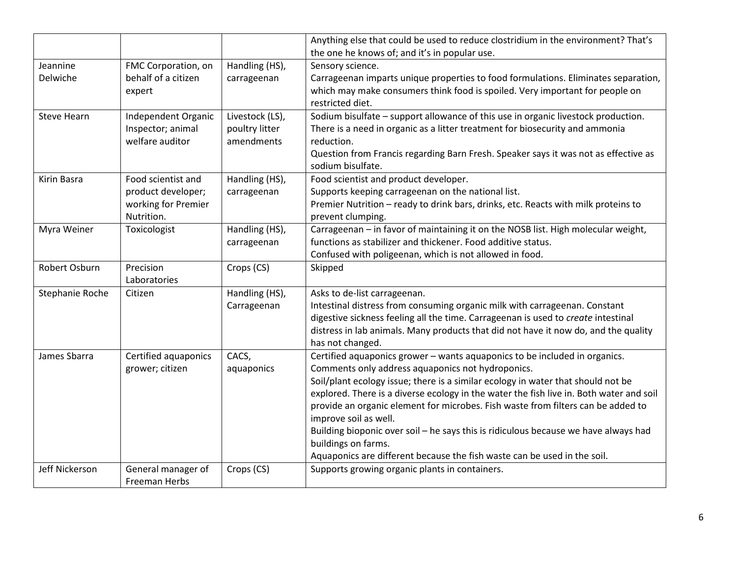| | | | |
|---|---|---|---|
| | | | Anything else that could be used to reduce clostridium in the environment? That's the one he knows of; and it's in popular use. |
| Jeannine Delwiche | FMC Corporation, on behalf of a citizen expert | Handling (HS), carrageenan | Sensory science.<br>Carrageenan imparts unique properties to food formulations. Eliminates separation, which may make consumers think food is spoiled. Very important for people on restricted diet. |
| Steve Hearn | Independent Organic Inspector; animal welfare auditor | Livestock (LS), poultry litter amendments | Sodium bisulfate – support allowance of this use in organic livestock production. There is a need in organic as a litter treatment for biosecurity and ammonia reduction.<br>Question from Francis regarding Barn Fresh. Speaker says it was not as effective as sodium bisulfate. |
| Kirin Basra | Food scientist and product developer; working for Premier Nutrition. | Handling (HS), carrageenan | Food scientist and product developer.<br>Supports keeping carrageenan on the national list.<br>Premier Nutrition – ready to drink bars, drinks, etc. Reacts with milk proteins to prevent clumping. |
| Myra Weiner | Toxicologist | Handling (HS), carrageenan | Carrageenan – in favor of maintaining it on the NOSB list. High molecular weight, functions as stabilizer and thickener. Food additive status.<br>Confused with poligeenan, which is not allowed in food. |
| Robert Osburn | Precision Laboratories | Crops (CS) | Skipped |
| Stephanie Roche | Citizen | Handling (HS), Carrageenan | Asks to de-list carrageenan.<br>Intestinal distress from consuming organic milk with carrageenan. Constant digestive sickness feeling all the time. Carrageenan is used to *create* intestinal distress in lab animals. Many products that did not have it now do, and the quality has not changed. |
| James Sbarra | Certified aquaponics grower; citizen | CACS, aquaponics | Certified aquaponics grower – wants aquaponics to be included in organics.<br>Comments only address aquaponics not hydroponics.<br>Soil/plant ecology issue; there is a similar ecology in water that should not be explored. There is a diverse ecology in the water the fish live in. Both water and soil provide an organic element for microbes. Fish waste from filters can be added to improve soil as well.<br>Building bioponic over soil – he says this is ridiculous because we have always had buildings on farms.<br>Aquaponics are different because the fish waste can be used in the soil. |
| Jeff Nickerson | General manager of Freeman Herbs | Crops (CS) | Supports growing organic plants in containers. |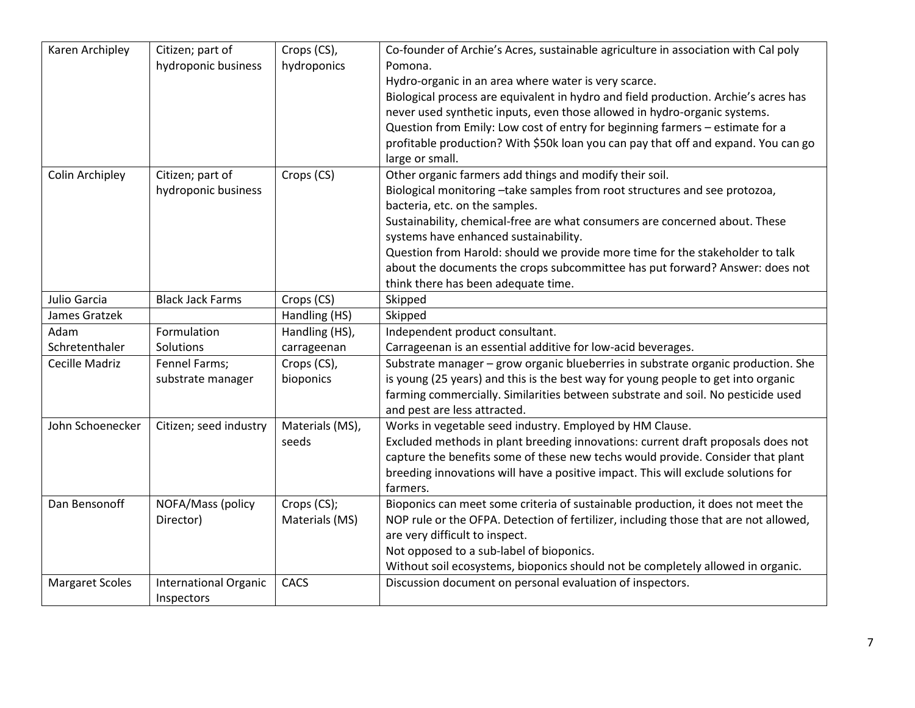| Karen Archipley | Citizen; part of hydroponic business | Crops (CS), hydroponics | Co-founder of Archie's Acres, sustainable agriculture in association with Cal poly Pomona.<br>Hydro-organic in an area where water is very scarce.<br>Biological process are equivalent in hydro and field production. Archie's acres has never used synthetic inputs, even those allowed in hydro-organic systems.<br>Question from Emily: Low cost of entry for beginning farmers – estimate for a profitable production? With $50k loan you can pay that off and expand. You can go large or small. |
|---|---|---|---|
| Colin Archipley | Citizen; part of hydroponic business | Crops (CS) | Other organic farmers add things and modify their soil.<br>Biological monitoring –take samples from root structures and see protozoa, bacteria, etc. on the samples.<br>Sustainability, chemical-free are what consumers are concerned about. These systems have enhanced sustainability.<br>Question from Harold: should we provide more time for the stakeholder to talk about the documents the crops subcommittee has put forward? Answer: does not think there has been adequate time. |
| Julio Garcia | Black Jack Farms | Crops (CS) | Skipped |
| James Gratzek | | Handling (HS) | Skipped |
| Adam Schretenthaler | Formulation Solutions | Handling (HS), carrageenan | Independent product consultant.<br>Carrageenan is an essential additive for low-acid beverages. |
| Cecille Madriz | Fennel Farms; substrate manager | Crops (CS), bioponics | Substrate manager – grow organic blueberries in substrate organic production. She is young (25 years) and this is the best way for young people to get into organic farming commercially. Similarities between substrate and soil. No pesticide used and pest are less attracted. |
| John Schoenecker | Citizen; seed industry | Materials (MS), seeds | Works in vegetable seed industry. Employed by HM Clause.<br>Excluded methods in plant breeding innovations: current draft proposals does not capture the benefits some of these new techs would provide. Consider that plant breeding innovations will have a positive impact. This will exclude solutions for farmers. |
| Dan Bensonoff | NOFA/Mass (policy Director) | Crops (CS); Materials (MS) | Bioponics can meet some criteria of sustainable production, it does not meet the NOP rule or the OFPA. Detection of fertilizer, including those that are not allowed, are very difficult to inspect.<br>Not opposed to a sub-label of bioponics.<br>Without soil ecosystems, bioponics should not be completely allowed in organic. |
| Margaret Scoles | International Organic Inspectors | CACS | Discussion document on personal evaluation of inspectors. |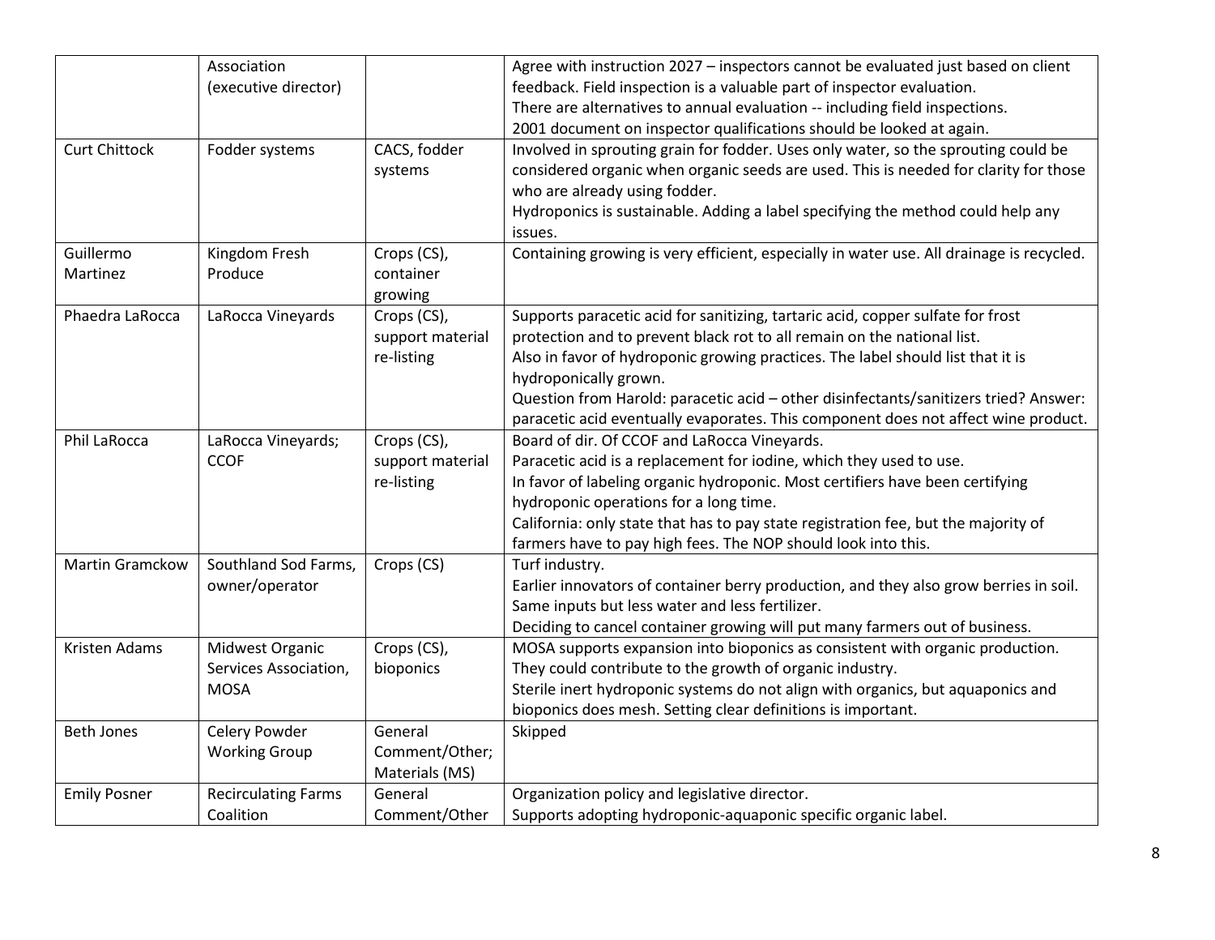|  | Association (executive director) |  | Agree with instruction 2027 – inspectors cannot be evaluated just based on client feedback. Field inspection is a valuable part of inspector evaluation.<br>There are alternatives to annual evaluation -- including field inspections.<br>2001 document on inspector qualifications should be looked at again. |
|---|---|---|---|
| Curt Chittock | Fodder systems | CACS, fodder systems | Involved in sprouting grain for fodder. Uses only water, so the sprouting could be considered organic when organic seeds are used. This is needed for clarity for those who are already using fodder.<br>Hydroponics is sustainable. Adding a label specifying the method could help any issues. |
| Guillermo Martinez | Kingdom Fresh Produce | Crops (CS), container growing | Containing growing is very efficient, especially in water use. All drainage is recycled. |
| Phaedra LaRocca | LaRocca Vineyards | Crops (CS), support material re-listing | Supports paracetic acid for sanitizing, tartaric acid, copper sulfate for frost protection and to prevent black rot to all remain on the national list.<br>Also in favor of hydroponic growing practices. The label should list that it is hydroponically grown.<br>Question from Harold: paracetic acid – other disinfectants/sanitizers tried? Answer: paracetic acid eventually evaporates. This component does not affect wine product. |
| Phil LaRocca | LaRocca Vineyards; CCOF | Crops (CS), support material re-listing | Board of dir. Of CCOF and LaRocca Vineyards.<br>Paracetic acid is a replacement for iodine, which they used to use.<br>In favor of labeling organic hydroponic. Most certifiers have been certifying hydroponic operations for a long time.<br>California: only state that has to pay state registration fee, but the majority of farmers have to pay high fees. The NOP should look into this. |
| Martin Gramckow | Southland Sod Farms, owner/operator | Crops (CS) | Turf industry.<br>Earlier innovators of container berry production, and they also grow berries in soil. Same inputs but less water and less fertilizer.<br>Deciding to cancel container growing will put many farmers out of business. |
| Kristen Adams | Midwest Organic Services Association, MOSA | Crops (CS), bioponics | MOSA supports expansion into bioponics as consistent with organic production. They could contribute to the growth of organic industry.<br>Sterile inert hydroponic systems do not align with organics, but aquaponics and bioponics does mesh. Setting clear definitions is important. |
| Beth Jones | Celery Powder Working Group | General Comment/Other; Materials (MS) | Skipped |
| Emily Posner | Recirculating Farms Coalition | General Comment/Other | Organization policy and legislative director.<br>Supports adopting hydroponic-aquaponic specific organic label. |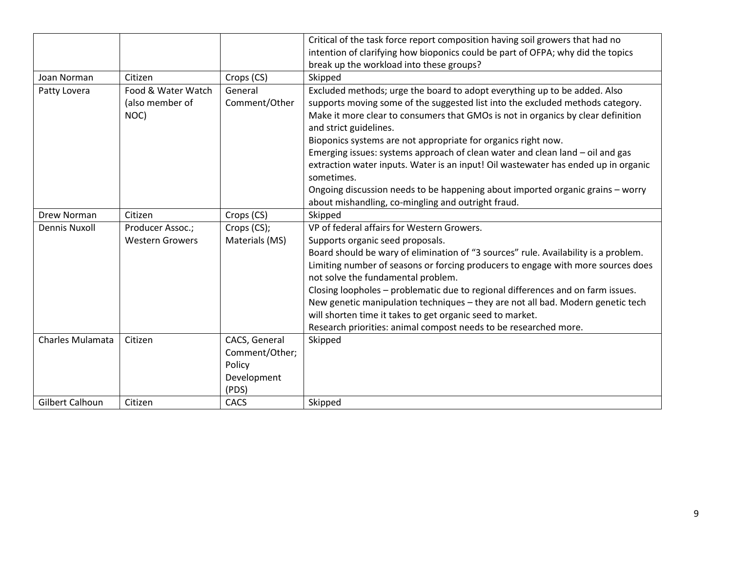| | | | |
|---|---|---|---|
| | | | Critical of the task force report composition having soil growers that had no intention of clarifying how bioponics could be part of OFPA; why did the topics break up the workload into these groups? |
| Joan Norman | Citizen | Crops (CS) | Skipped |
| Patty Lovera | Food & Water Watch (also member of NOC) | General Comment/Other | Excluded methods; urge the board to adopt everything up to be added. Also supports moving some of the suggested list into the excluded methods category. Make it more clear to consumers that GMOs is not in organics by clear definition and strict guidelines.<br>Bioponics systems are not appropriate for organics right now.<br>Emerging issues: systems approach of clean water and clean land – oil and gas extraction water inputs. Water is an input! Oil wastewater has ended up in organic sometimes.<br>Ongoing discussion needs to be happening about imported organic grains – worry about mishandling, co-mingling and outright fraud. |
| Drew Norman | Citizen | Crops (CS) | Skipped |
| Dennis Nuxoll | Producer Assoc.; Western Growers | Crops (CS); Materials (MS) | VP of federal affairs for Western Growers.<br>Supports organic seed proposals.<br>Board should be wary of elimination of "3 sources" rule. Availability is a problem. Limiting number of seasons or forcing producers to engage with more sources does not solve the fundamental problem.<br>Closing loopholes – problematic due to regional differences and on farm issues.<br>New genetic manipulation techniques – they are not all bad. Modern genetic tech will shorten time it takes to get organic seed to market.<br>Research priorities: animal compost needs to be researched more. |
| Charles Mulamata | Citizen | CACS, General Comment/Other; Policy Development (PDS) | Skipped |
| Gilbert Calhoun | Citizen | CACS | Skipped |